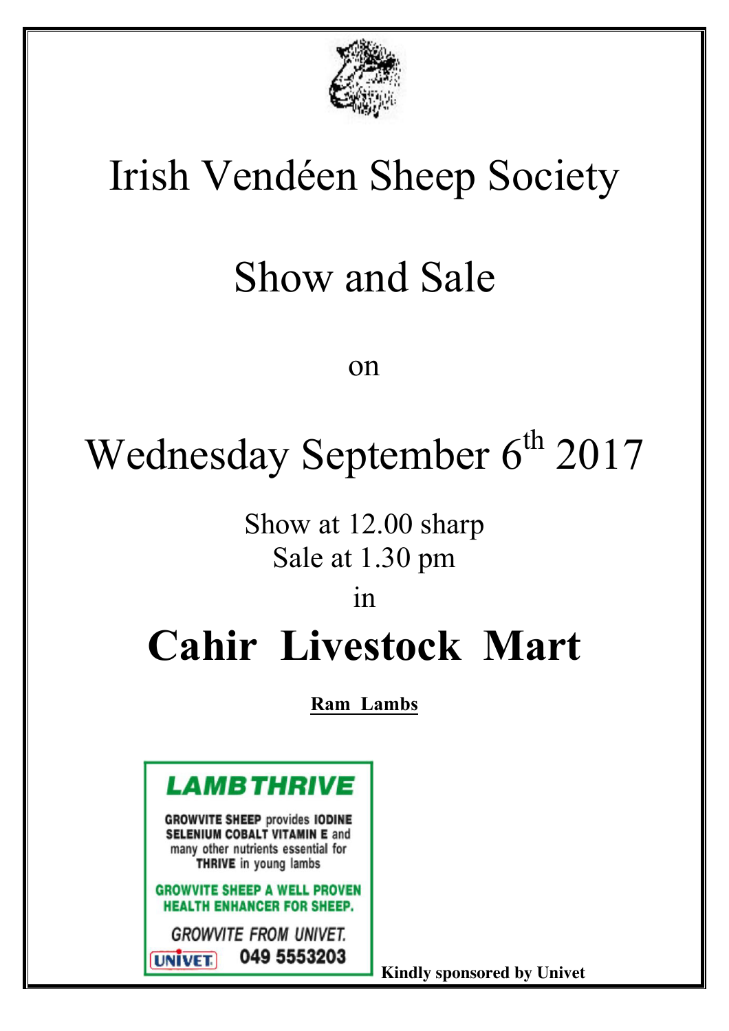# Irish Vendéen Sheep Society

# Show and Sale

on

# Wednesday September 6th 2017

Show at 12.00 sharp
Sale at 1.30 pm

in

# **Cahir Livestock Mart**

**Ram Lambs**

**LAMBTHRIVE**

**GROWVITE SHEEP** provides **IODINE SELENIUM COBALT VITAMIN E** and many other nutrients essential for **THRIVE** in young lambs

**GROWVITE SHEEP A WELL PROVEN HEALTH ENHANCER FOR SHEEP.**

*GROWVITE FROM UNIVET.*

UNIVET **049 5553203**

**Kindly sponsored by Univet**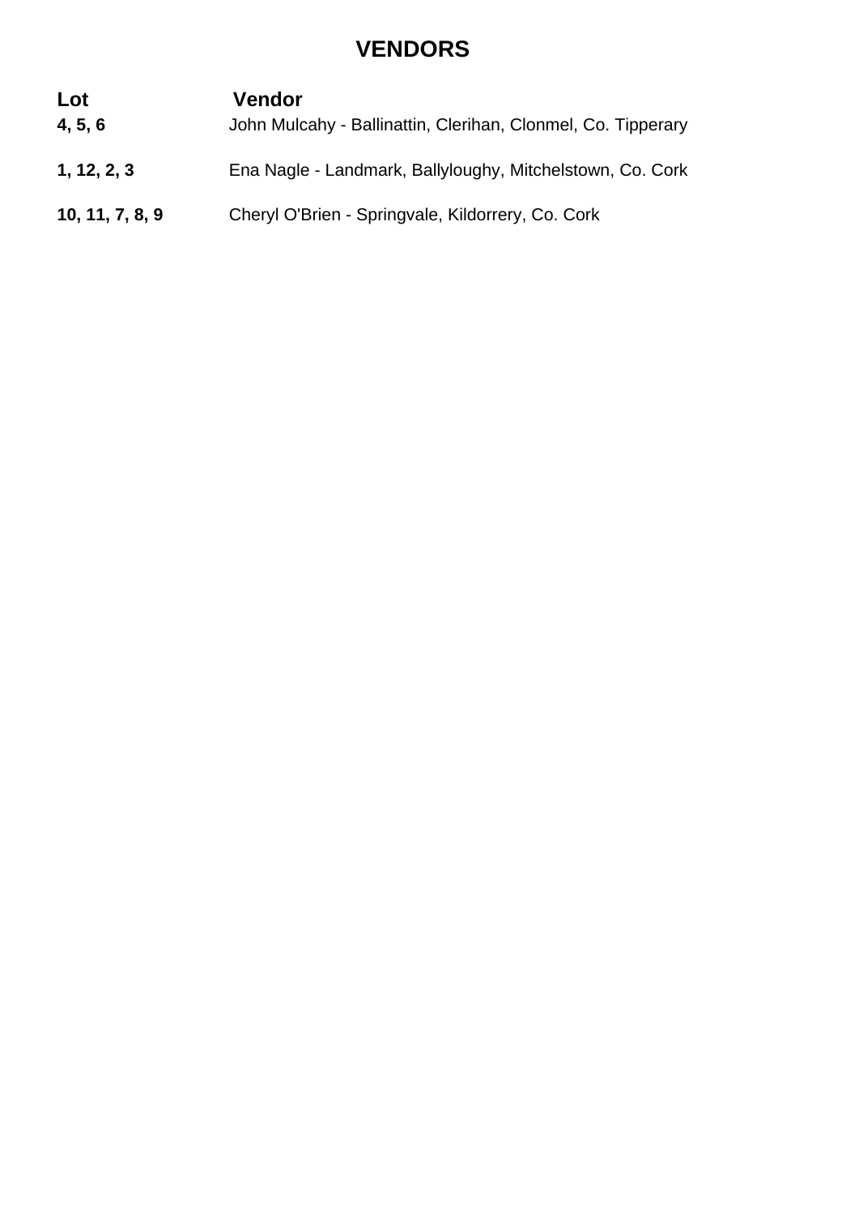# VENDORS

| Lot | Vendor |
| --- | --- |
| **4, 5, 6** | John Mulcahy - Ballinattin, Clerihan, Clonmel, Co. Tipperary |
| **1, 12, 2, 3** | Ena Nagle - Landmark, Ballyloughy, Mitchelstown, Co. Cork |
| **10, 11, 7, 8, 9** | Cheryl O'Brien - Springvale, Kildorrery, Co. Cork |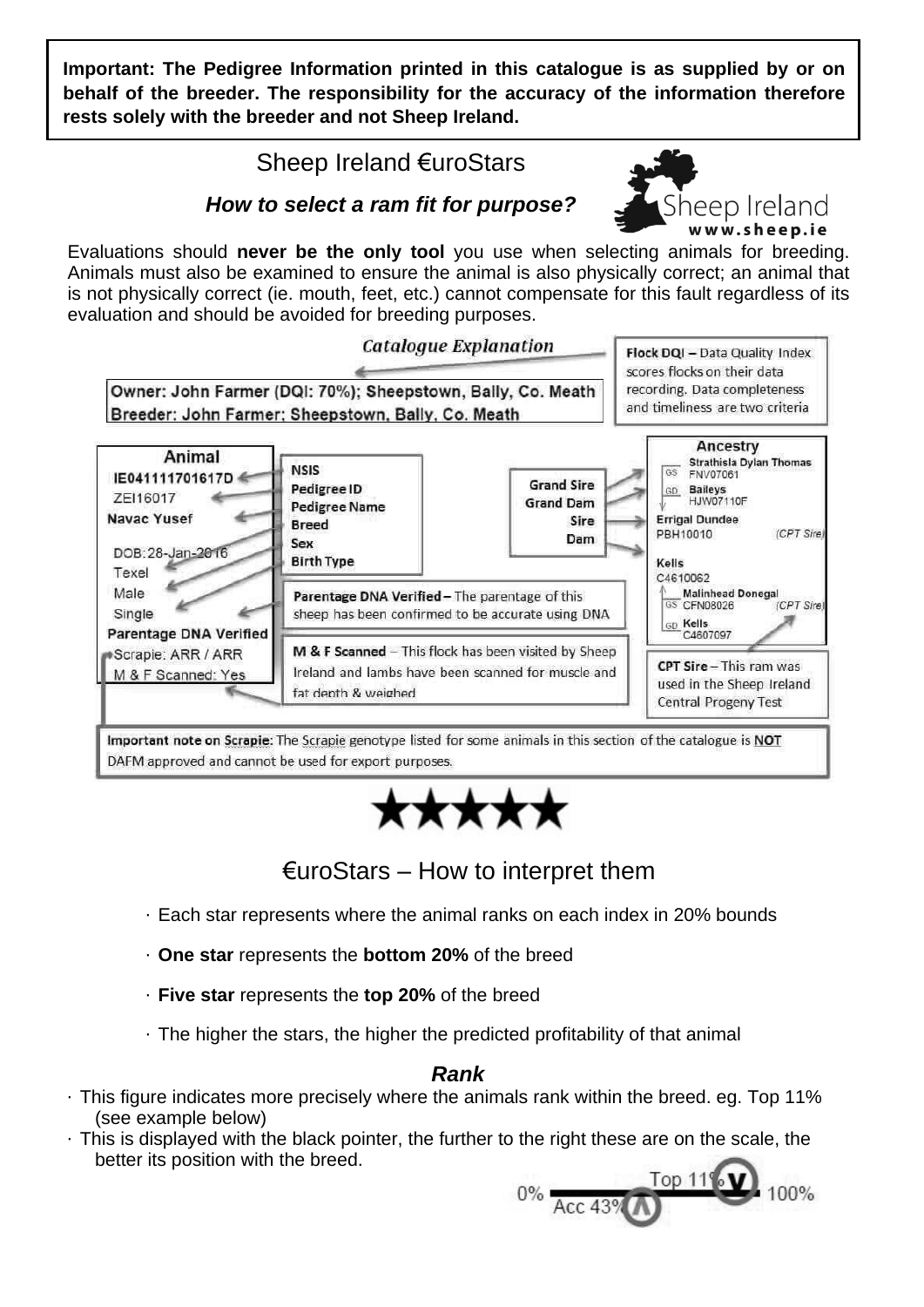**Important: The Pedigree Information printed in this catalogue is as supplied by or on behalf of the breeder. The responsibility for the accuracy of the information therefore rests solely with the breeder and not Sheep Ireland.**

# Sheep Ireland €uroStars

## *How to select a ram fit for purpose?*

Sheep Ireland
www.sheep.ie

Evaluations should **never be the only tool** you use when selecting animals for breeding. Animals must also be examined to ensure the animal is also physically correct; an animal that is not physically correct (ie. mouth, feet, etc.) cannot compensate for this fault regardless of its evaluation and should be avoided for breeding purposes.

### *Catalogue Explanation*

Owner: John Farmer (DQI: 70%); Sheepstown, Bally, Co. Meath
Breeder: John Farmer; Sheepstown, Bally, Co. Meath

**Flock DQI** – Data Quality Index scores flocks on their data recording. Data completeness and timeliness are two criteria

**Animal**
IE041111701617D – NSIS
ZEI16017 – Pedigree ID
Navac Yusef – Pedigree Name
DOB: 28-Jan-2016
Texel – Breed
Male – Sex
Single – Birth Type
Parentage DNA Verified
Scrapie: ARR / ARR
M & F Scanned: Yes

**Ancestry**
GS Strathisla Dylan Thomas FNV07061 – Grand Sire
GD Baileys HJW07110F – Grand Dam
Errigal Dundee PBH10010 (CPT Sire) – Sire
Kells C4610062 – Dam
GS Malinhead Donegal CFN08026 (CPT Sire)
GD Kells C4607097

**Parentage DNA Verified** – The parentage of this sheep has been confirmed to be accurate using DNA

**M & F Scanned** – This flock has been visited by Sheep Ireland and lambs have been scanned for muscle and fat depth & weighed

**CPT Sire** – This ram was used in the Sheep Ireland Central Progeny Test

**Important note on Scrapie:** The Scrapie genotype listed for some animals in this section of the catalogue is **NOT** DAFM approved and cannot be used for export purposes.

★★★★★

## €uroStars – How to interpret them

- Each star represents where the animal ranks on each index in 20% bounds
- **One star** represents the **bottom 20%** of the breed
- **Five star** represents the **top 20%** of the breed
- The higher the stars, the higher the predicted profitability of that animal

### *Rank*

- This figure indicates more precisely where the animals rank within the breed. eg. Top 11% (see example below)
- This is displayed with the black pointer, the further to the right these are on the scale, the better its position with the breed.

0% — Top 11% — Acc 43% — 100%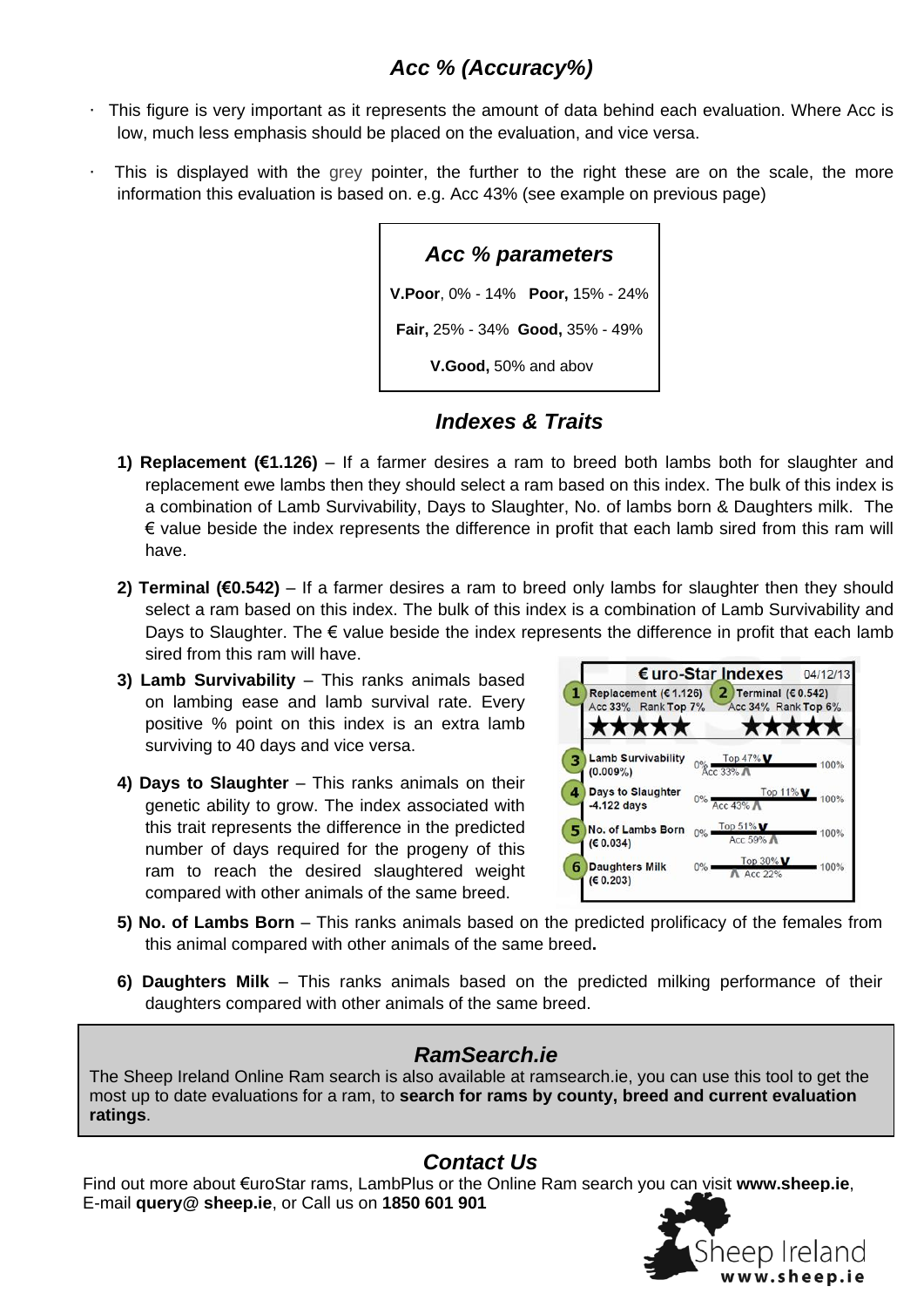## *Acc % (Accuracy%)*

- This figure is very important as it represents the amount of data behind each evaluation. Where Acc is low, much less emphasis should be placed on the evaluation, and vice versa.
- This is displayed with the grey pointer, the further to the right these are on the scale, the more information this evaluation is based on. e.g. Acc 43% (see example on previous page)

### *Acc % parameters*

**V.Poor**, 0% - 14% **Poor,** 15% - 24%

**Fair,** 25% - 34% **Good,** 35% - 49%

**V.Good,** 50% and abov

## *Indexes & Traits*

1) **Replacement (€1.126)** – If a farmer desires a ram to breed both lambs both for slaughter and replacement ewe lambs then they should select a ram based on this index. The bulk of this index is a combination of Lamb Survivability, Days to Slaughter, No. of lambs born & Daughters milk. The € value beside the index represents the difference in profit that each lamb sired from this ram will have.

2) **Terminal (€0.542)** – If a farmer desires a ram to breed only lambs for slaughter then they should select a ram based on this index. The bulk of this index is a combination of Lamb Survivability and Days to Slaughter. The € value beside the index represents the difference in profit that each lamb sired from this ram will have.

3) **Lamb Survivability** – This ranks animals based on lambing ease and lamb survival rate. Every positive % point on this index is an extra lamb surviving to 40 days and vice versa.

4) **Days to Slaughter** – This ranks animals on their genetic ability to grow. The index associated with this trait represents the difference in the predicted number of days required for the progeny of this ram to reach the desired slaughtered weight compared with other animals of the same breed.

5) **No. of Lambs Born** – This ranks animals based on the predicted prolificacy of the females from this animal compared with other animals of the same breed**.**

6) **Daughters Milk** – This ranks animals based on the predicted milking performance of their daughters compared with other animals of the same breed.

€uro-Star Indexes 04/12/13

| | Index | Acc | Rank |
|---|---|---|---|
| 1 | Replacement (€ 1.126) | Acc 33% | Rank Top 7% |
| 2 | Terminal (€ 0.542) | Acc 34% | Rank Top 6% |
| 3 | Lamb Survivability (0.009%) | Acc 33% | Top 47% |
| 4 | Days to Slaughter -4.122 days | Acc 43% | Top 11% |
| 5 | No. of Lambs Born (€ 0.034) | Acc 59% | Top 51% |
| 6 | Daughters Milk (€ 0.203) | Acc 22% | Top 30% |

### *RamSearch.ie*

The Sheep Ireland Online Ram search is also available at ramsearch.ie, you can use this tool to get the most up to date evaluations for a ram, to **search for rams by county, breed and current evaluation ratings**.

### *Contact Us*

Find out more about €uroStar rams, LambPlus or the Online Ram search you can visit **www.sheep.ie**, E-mail **query@ sheep.ie**, or Call us on **1850 601 901**

Sheep Ireland www.sheep.ie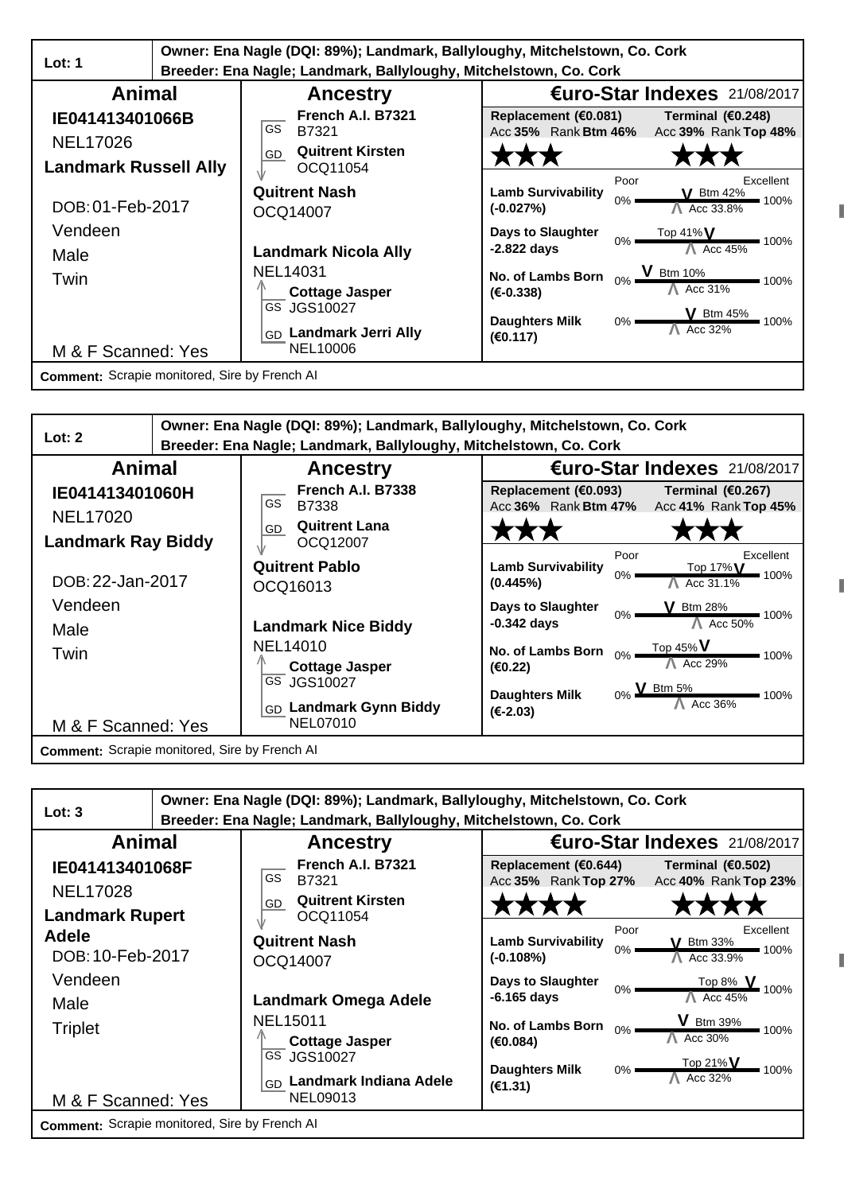## Lot: 1

**Owner: Ena Nagle (DQI: 89%); Landmark, Ballyloughy, Mitchelstown, Co. Cork**
**Breeder: Ena Nagle; Landmark, Ballyloughy, Mitchelstown, Co. Cork**

| Animal | Ancestry | €uro-Star Indexes 21/08/2017 |
|---|---|---|
| **IE041413401066B** | **French A.I. B7321** GS B7321 | **Replacement (€0.081)** Acc **35%** Rank **Btm 46%** |
| NEL17026 | **Quitrent Kirsten** GD OCQ11054 | **Terminal (€0.248)** Acc **39%** Rank **Top 48%** |
| **Landmark Russell Ally** | **Quitrent Nash** OCQ14007 | ★★★ / ★★★ |
| DOB: 01-Feb-2017 | **Landmark Nicola Ally** NEL14031 | **Lamb Survivability (-0.027%)** Btm 42%, Acc 33.8% |
| Vendeen | **Cottage Jasper** GS JGS10027 | **Days to Slaughter -2.822 days** Top 41%, Acc 45% |
| Male | **Landmark Jerri Ally** GD NEL10006 | **No. of Lambs Born (€-0.338)** Btm 10%, Acc 31% |
| Twin | | **Daughters Milk (€0.117)** Btm 45%, Acc 32% |
| M & F Scanned: Yes | | |

**Comment:** Scrapie monitored, Sire by French AI

## Lot: 2

**Owner: Ena Nagle (DQI: 89%); Landmark, Ballyloughy, Mitchelstown, Co. Cork**
**Breeder: Ena Nagle; Landmark, Ballyloughy, Mitchelstown, Co. Cork**

| Animal | Ancestry | €uro-Star Indexes 21/08/2017 |
|---|---|---|
| **IE041413401060H** | **French A.I. B7338** GS B7338 | **Replacement (€0.093)** Acc **36%** Rank **Btm 47%** |
| NEL17020 | **Quitrent Lana** GD OCQ12007 | **Terminal (€0.267)** Acc **41%** Rank **Top 45%** |
| **Landmark Ray Biddy** | **Quitrent Pablo** OCQ16013 | ★★★ / ★★★ |
| DOB: 22-Jan-2017 | **Landmark Nice Biddy** NEL14010 | **Lamb Survivability (0.445%)** Top 17%, Acc 31.1% |
| Vendeen | **Cottage Jasper** GS JGS10027 | **Days to Slaughter -0.342 days** Btm 28%, Acc 50% |
| Male | **Landmark Gynn Biddy** GD NEL07010 | **No. of Lambs Born (€0.22)** Top 45%, Acc 29% |
| Twin | | **Daughters Milk (€-2.03)** Btm 5%, Acc 36% |
| M & F Scanned: Yes | | |

**Comment:** Scrapie monitored, Sire by French AI

## Lot: 3

**Owner: Ena Nagle (DQI: 89%); Landmark, Ballyloughy, Mitchelstown, Co. Cork**
**Breeder: Ena Nagle; Landmark, Ballyloughy, Mitchelstown, Co. Cork**

| Animal | Ancestry | €uro-Star Indexes 21/08/2017 |
|---|---|---|
| **IE041413401068F** | **French A.I. B7321** GS B7321 | **Replacement (€0.644)** Acc **35%** Rank **Top 27%** |
| NEL17028 | **Quitrent Kirsten** GD OCQ11054 | **Terminal (€0.502)** Acc **40%** Rank **Top 23%** |
| **Landmark Rupert Adele** | **Quitrent Nash** OCQ14007 | ★★★★ / ★★★★ |
| DOB: 10-Feb-2017 | **Landmark Omega Adele** NEL15011 | **Lamb Survivability (-0.108%)** Btm 33%, Acc 33.9% |
| Vendeen | **Cottage Jasper** GS JGS10027 | **Days to Slaughter -6.165 days** Top 8%, Acc 45% |
| Male | **Landmark Indiana Adele** GD NEL09013 | **No. of Lambs Born (€0.084)** Btm 39%, Acc 30% |
| Triplet | | **Daughters Milk (€1.31)** Top 21%, Acc 32% |
| M & F Scanned: Yes | | |

**Comment:** Scrapie monitored, Sire by French AI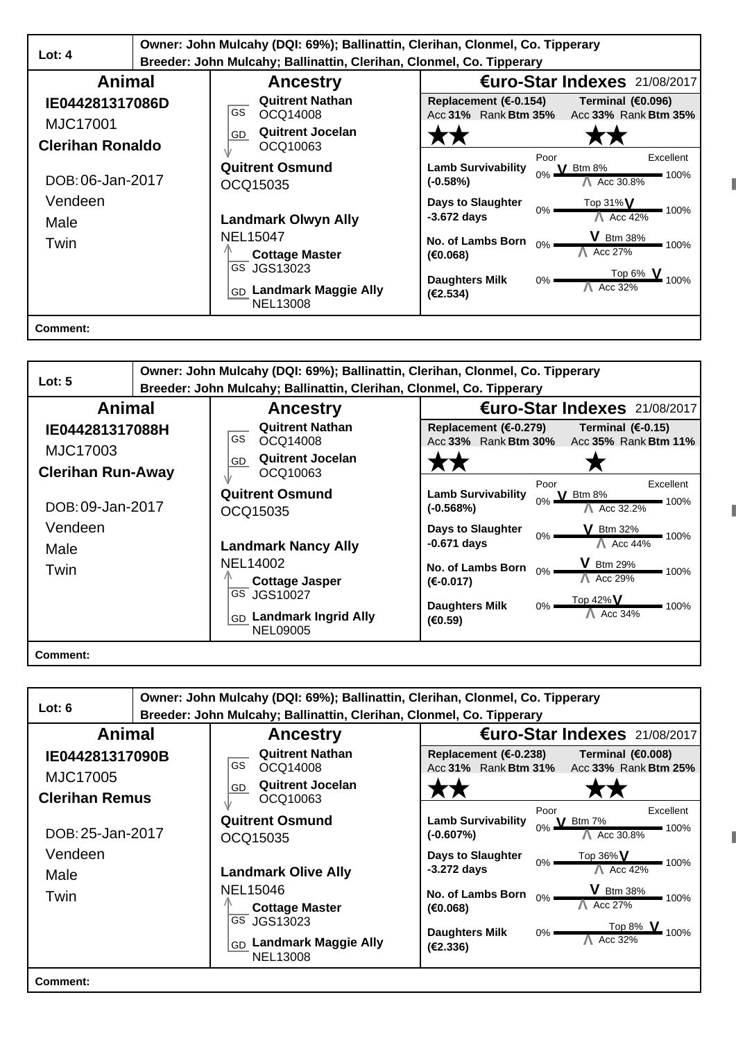**Lot: 4**

**Owner: John Mulcahy (DQI: 69%); Ballinattin, Clerihan, Clonmel, Co. Tipperary**
**Breeder: John Mulcahy; Ballinattin, Clerihan, Clonmel, Co. Tipperary**

| Animal | Ancestry | €uro-Star Indexes 21/08/2017 |
|---|---|---|
| **IE044281317086D** | GS **Quitrent Nathan** OCQ14008 | **Replacement (€-0.154)** Acc **31%** Rank **Btm 35%** ★★ |
| MJC17001 | GD **Quitrent Jocelan** OCQ10063 | **Terminal (€0.096)** Acc **33%** Rank **Btm 35%** ★★ |
| **Clerihan Ronaldo** | **Quitrent Osmund** OCQ15035 | **Lamb Survivability (-0.58%)** Btm 8%, Acc 30.8% |
| DOB: 06-Jan-2017 | **Landmark Olwyn Ally** NEL15047 | **Days to Slaughter -3.672 days** Top 31%, Acc 42% |
| Vendeen | GS **Cottage Master** JGS13023 | **No. of Lambs Born (€0.068)** Btm 38%, Acc 27% |
| Male | GD **Landmark Maggie Ally** NEL13008 | **Daughters Milk (€2.534)** Top 6%, Acc 32% |
| Twin | | |

**Comment:**

**Lot: 5**

**Owner: John Mulcahy (DQI: 69%); Ballinattin, Clerihan, Clonmel, Co. Tipperary**
**Breeder: John Mulcahy; Ballinattin, Clerihan, Clonmel, Co. Tipperary**

| Animal | Ancestry | €uro-Star Indexes 21/08/2017 |
|---|---|---|
| **IE044281317088H** | GS **Quitrent Nathan** OCQ14008 | **Replacement (€-0.279)** Acc **33%** Rank **Btm 30%** ★★ |
| MJC17003 | GD **Quitrent Jocelan** OCQ10063 | **Terminal (€-0.15)** Acc **35%** Rank **Btm 11%** ★ |
| **Clerihan Run-Away** | **Quitrent Osmund** OCQ15035 | **Lamb Survivability (-0.568%)** Btm 8%, Acc 32.2% |
| DOB: 09-Jan-2017 | **Landmark Nancy Ally** NEL14002 | **Days to Slaughter -0.671 days** Btm 32%, Acc 44% |
| Vendeen | GS **Cottage Jasper** JGS10027 | **No. of Lambs Born (€-0.017)** Btm 29%, Acc 29% |
| Male | GD **Landmark Ingrid Ally** NEL09005 | **Daughters Milk (€0.59)** Top 42%, Acc 34% |
| Twin | | |

**Comment:**

**Lot: 6**

**Owner: John Mulcahy (DQI: 69%); Ballinattin, Clerihan, Clonmel, Co. Tipperary**
**Breeder: John Mulcahy; Ballinattin, Clerihan, Clonmel, Co. Tipperary**

| Animal | Ancestry | €uro-Star Indexes 21/08/2017 |
|---|---|---|
| **IE044281317090B** | GS **Quitrent Nathan** OCQ14008 | **Replacement (€-0.238)** Acc **31%** Rank **Btm 31%** ★★ |
| MJC17005 | GD **Quitrent Jocelan** OCQ10063 | **Terminal (€0.008)** Acc **33%** Rank **Btm 25%** ★★ |
| **Clerihan Remus** | **Quitrent Osmund** OCQ15035 | **Lamb Survivability (-0.607%)** Btm 7%, Acc 30.8% |
| DOB: 25-Jan-2017 | **Landmark Olive Ally** NEL15046 | **Days to Slaughter -3.272 days** Top 36%, Acc 42% |
| Vendeen | GS **Cottage Master** JGS13023 | **No. of Lambs Born (€0.068)** Btm 38%, Acc 27% |
| Male | GD **Landmark Maggie Ally** NEL13008 | **Daughters Milk (€2.336)** Top 8%, Acc 32% |
| Twin | | |

**Comment:**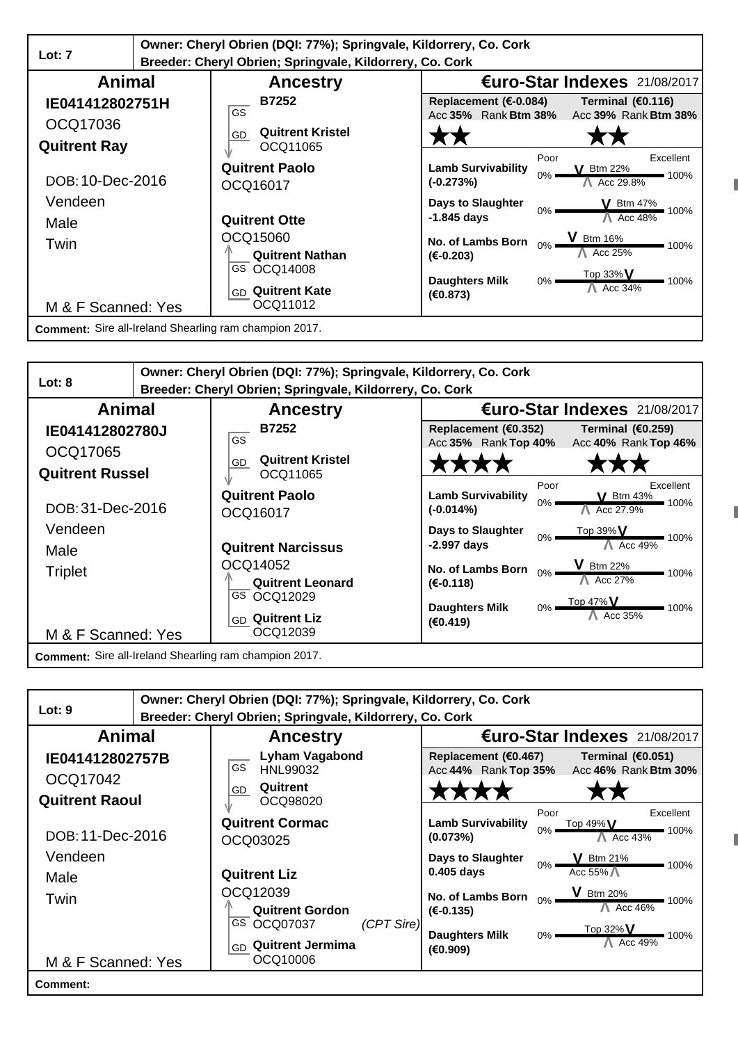## Lot: 7

**Owner:** Cheryl Obrien (DQI: 77%); Springvale, Kildorrery, Co. Cork
**Breeder:** Cheryl Obrien; Springvale, Kildorrery, Co. Cork

| Animal | Ancestry | €uro-Star Indexes 21/08/2017 |
|---|---|---|
| **IE041412802751H** | GS: **B7252** | **Replacement (€-0.084)** Acc **35%** Rank **Btm 38%** — ★★ |
| OCQ17036 | GD: **Quitrent Kristel** OCQ11065 | **Terminal (€0.116)** Acc **39%** Rank **Btm 38%** — ★★ |
| **Quitrent Ray** | Sire: **Quitrent Paolo** OCQ16017 | **Lamb Survivability (-0.273%)**: Btm 22%, Acc 29.8% |
| DOB: 10-Dec-2016 | Dam: **Quitrent Otte** OCQ15060 | **Days to Slaughter -1.845 days**: Btm 47%, Acc 48% |
| Vendeen | GS: **Quitrent Nathan** OCQ14008 | **No. of Lambs Born (€-0.203)**: Btm 16%, Acc 25% |
| Male | GD: **Quitrent Kate** OCQ11012 | **Daughters Milk (€0.873)**: Top 33%, Acc 34% |
| Twin | | |
| M & F Scanned: Yes | | |

**Comment:** Sire all-Ireland Shearling ram champion 2017.

## Lot: 8

**Owner:** Cheryl Obrien (DQI: 77%); Springvale, Kildorrery, Co. Cork
**Breeder:** Cheryl Obrien; Springvale, Kildorrery, Co. Cork

| Animal | Ancestry | €uro-Star Indexes 21/08/2017 |
|---|---|---|
| **IE041412802780J** | GS: **B7252** | **Replacement (€0.352)** Acc **35%** Rank **Top 40%** — ★★★★ |
| OCQ17065 | GD: **Quitrent Kristel** OCQ11065 | **Terminal (€0.259)** Acc **40%** Rank **Top 46%** — ★★★ |
| **Quitrent Russel** | Sire: **Quitrent Paolo** OCQ16017 | **Lamb Survivability (-0.014%)**: Btm 43%, Acc 27.9% |
| DOB: 31-Dec-2016 | Dam: **Quitrent Narcissus** OCQ14052 | **Days to Slaughter -2.997 days**: Top 39%, Acc 49% |
| Vendeen | GS: **Quitrent Leonard** OCQ12029 | **No. of Lambs Born (€-0.118)**: Btm 22%, Acc 27% |
| Male | GD: **Quitrent Liz** OCQ12039 | **Daughters Milk (€0.419)**: Top 47%, Acc 35% |
| Triplet | | |
| M & F Scanned: Yes | | |

**Comment:** Sire all-Ireland Shearling ram champion 2017.

## Lot: 9

**Owner:** Cheryl Obrien (DQI: 77%); Springvale, Kildorrery, Co. Cork
**Breeder:** Cheryl Obrien; Springvale, Kildorrery, Co. Cork

| Animal | Ancestry | €uro-Star Indexes 21/08/2017 |
|---|---|---|
| **IE041412802757B** | GS: **Lyham Vagabond** HNL99032 | **Replacement (€0.467)** Acc **44%** Rank **Top 35%** — ★★★★ |
| OCQ17042 | GD: **Quitrent** OCQ98020 | **Terminal (€0.051)** Acc **46%** Rank **Btm 30%** — ★★ |
| **Quitrent Raoul** | Sire: **Quitrent Cormac** OCQ03025 | **Lamb Survivability (0.073%)**: Top 49%, Acc 43% |
| DOB: 11-Dec-2016 | Dam: **Quitrent Liz** OCQ12039 | **Days to Slaughter 0.405 days**: Btm 21%, Acc 55% |
| Vendeen | GS: **Quitrent Gordon** OCQ07037 *(CPT Sire)* | **No. of Lambs Born (€-0.135)**: Btm 20%, Acc 46% |
| Male | GD: **Quitrent Jermima** OCQ10006 | **Daughters Milk (€0.909)**: Top 32%, Acc 49% |
| Twin | | |
| M & F Scanned: Yes | | |

**Comment:**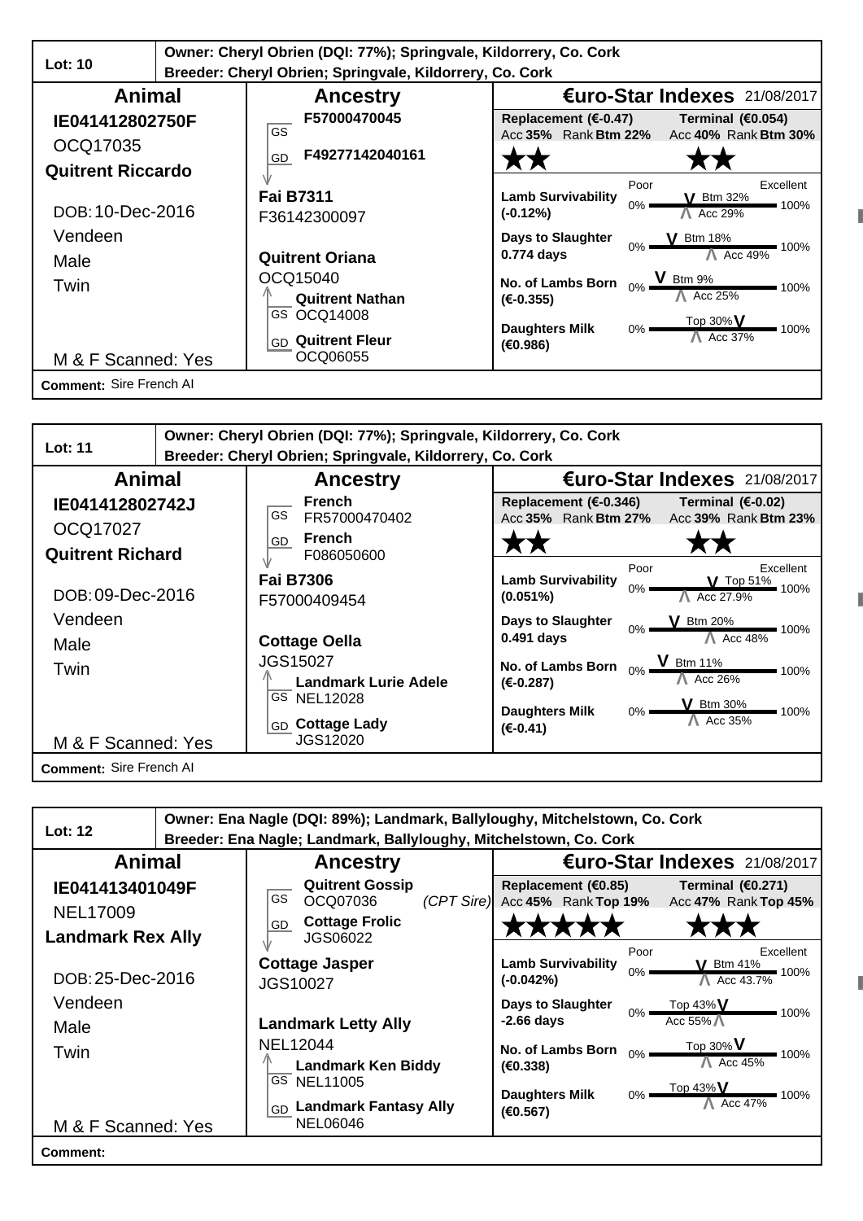## Lot: 10

**Owner:** Cheryl Obrien (DQI: 77%); Springvale, Kildorrery, Co. Cork
**Breeder:** Cheryl Obrien; Springvale, Kildorrery, Co. Cork

| Animal | Ancestry | €uro-Star Indexes 21/08/2017 |
|---|---|---|
| **IE041412802750F** | GS **F57000470045** | **Replacement (€-0.47)** Acc **35%** Rank **Btm 22%** ★★ |
| OCQ17035 | GD **F49277142040161** | **Terminal (€0.054)** Acc **40%** Rank **Btm 30%** ★★ |
| **Quitrent Riccardo** | **Fai B7311** F36142300097 | **Lamb Survivability (-0.12%)**: Btm 32%, Acc 29% |
| DOB: 10-Dec-2016 | **Quitrent Oriana** OCQ15040 | **Days to Slaughter 0.774 days**: Btm 18%, Acc 49% |
| Vendeen | GS **Quitrent Nathan** OCQ14008 | **No. of Lambs Born (€-0.355)**: Btm 9%, Acc 25% |
| Male | GD **Quitrent Fleur** OCQ06055 | **Daughters Milk (€0.986)**: Top 30%, Acc 37% |
| Twin | | |
| M & F Scanned: Yes | | |

**Comment:** Sire French AI

## Lot: 11

**Owner:** Cheryl Obrien (DQI: 77%); Springvale, Kildorrery, Co. Cork
**Breeder:** Cheryl Obrien; Springvale, Kildorrery, Co. Cork

| Animal | Ancestry | €uro-Star Indexes 21/08/2017 |
|---|---|---|
| **IE041412802742J** | GS **French** FR57000470402 | **Replacement (€-0.346)** Acc **35%** Rank **Btm 27%** ★★ |
| OCQ17027 | GD **French** F086050600 | **Terminal (€-0.02)** Acc **39%** Rank **Btm 23%** ★★ |
| **Quitrent Richard** | **Fai B7306** F57000409454 | **Lamb Survivability (0.051%)**: Top 51%, Acc 27.9% |
| DOB: 09-Dec-2016 | **Cottage Oella** JGS15027 | **Days to Slaughter 0.491 days**: Btm 20%, Acc 48% |
| Vendeen | GS **Landmark Lurie Adele** NEL12028 | **No. of Lambs Born (€-0.287)**: Btm 11%, Acc 26% |
| Male | GD **Cottage Lady** JGS12020 | **Daughters Milk (€-0.41)**: Btm 30%, Acc 35% |
| Twin | | |
| M & F Scanned: Yes | | |

**Comment:** Sire French AI

## Lot: 12

**Owner:** Ena Nagle (DQI: 89%); Landmark, Ballyloughy, Mitchelstown, Co. Cork
**Breeder:** Ena Nagle; Landmark, Ballyloughy, Mitchelstown, Co. Cork

| Animal | Ancestry | €uro-Star Indexes 21/08/2017 |
|---|---|---|
| **IE041413401049F** | GS **Quitrent Gossip** OCQ07036 *(CPT Sire)* | **Replacement (€0.85)** Acc **45%** Rank **Top 19%** ★★★★★ |
| NEL17009 | GD **Cottage Frolic** JGS06022 | **Terminal (€0.271)** Acc **47%** Rank **Top 45%** ★★★ |
| **Landmark Rex Ally** | **Cottage Jasper** JGS10027 | **Lamb Survivability (-0.042%)**: Btm 41%, Acc 43.7% |
| DOB: 25-Dec-2016 | **Landmark Letty Ally** NEL12044 | **Days to Slaughter -2.66 days**: Top 43%, Acc 55% |
| Vendeen | GS **Landmark Ken Biddy** NEL11005 | **No. of Lambs Born (€0.338)**: Top 30%, Acc 45% |
| Male | GD **Landmark Fantasy Ally** NEL06046 | **Daughters Milk (€0.567)**: Top 43%, Acc 47% |
| Twin | | |
| M & F Scanned: Yes | | |

**Comment:**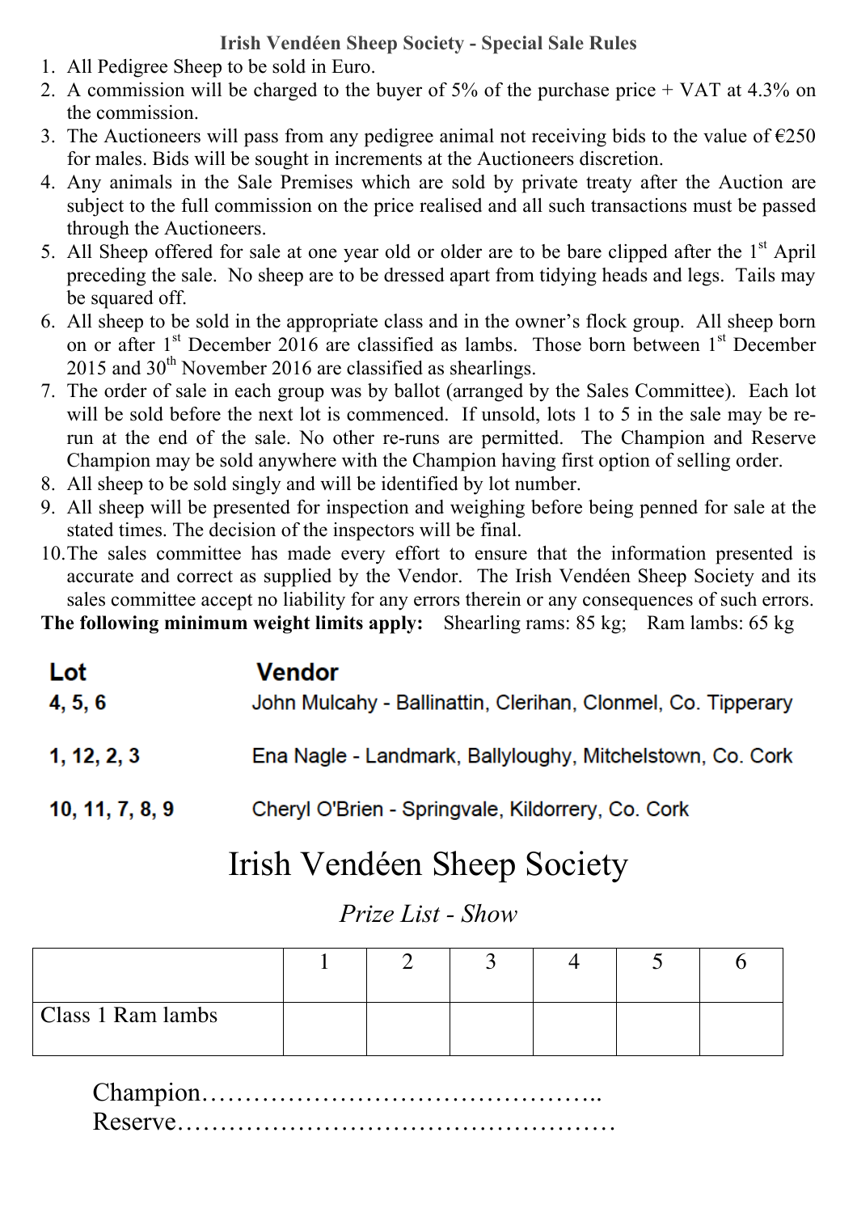## Irish Vendéen Sheep Society - Special Sale Rules

1. All Pedigree Sheep to be sold in Euro.
2. A commission will be charged to the buyer of 5% of the purchase price + VAT at 4.3% on the commission.
3. The Auctioneers will pass from any pedigree animal not receiving bids to the value of €250 for males. Bids will be sought in increments at the Auctioneers discretion.
4. Any animals in the Sale Premises which are sold by private treaty after the Auction are subject to the full commission on the price realised and all such transactions must be passed through the Auctioneers.
5. All Sheep offered for sale at one year old or older are to be bare clipped after the 1st April preceding the sale. No sheep are to be dressed apart from tidying heads and legs. Tails may be squared off.
6. All sheep to be sold in the appropriate class and in the owner's flock group. All sheep born on or after 1st December 2016 are classified as lambs. Those born between 1st December 2015 and 30th November 2016 are classified as shearlings.
7. The order of sale in each group was by ballot (arranged by the Sales Committee). Each lot will be sold before the next lot is commenced. If unsold, lots 1 to 5 in the sale may be re-run at the end of the sale. No other re-runs are permitted. The Champion and Reserve Champion may be sold anywhere with the Champion having first option of selling order.
8. All sheep to be sold singly and will be identified by lot number.
9. All sheep will be presented for inspection and weighing before being penned for sale at the stated times. The decision of the inspectors will be final.
10. The sales committee has made every effort to ensure that the information presented is accurate and correct as supplied by the Vendor. The Irish Vendéen Sheep Society and its sales committee accept no liability for any errors therein or any consequences of such errors.

**The following minimum weight limits apply:** Shearling rams: 85 kg; Ram lambs: 65 kg

| Lot | Vendor |
|---|---|
| 4, 5, 6 | John Mulcahy - Ballinattin, Clerihan, Clonmel, Co. Tipperary |
| 1, 12, 2, 3 | Ena Nagle - Landmark, Ballyloughy, Mitchelstown, Co. Cork |
| 10, 11, 7, 8, 9 | Cheryl O'Brien - Springvale, Kildorrery, Co. Cork |

# Irish Vendéen Sheep Society

*Prize List - Show*

| | 1 | 2 | 3 | 4 | 5 | 6 |
|---|---|---|---|---|---|---|
| Class 1 Ram lambs | | | | | | |

Champion………………………………………..

Reserve……………………………………………